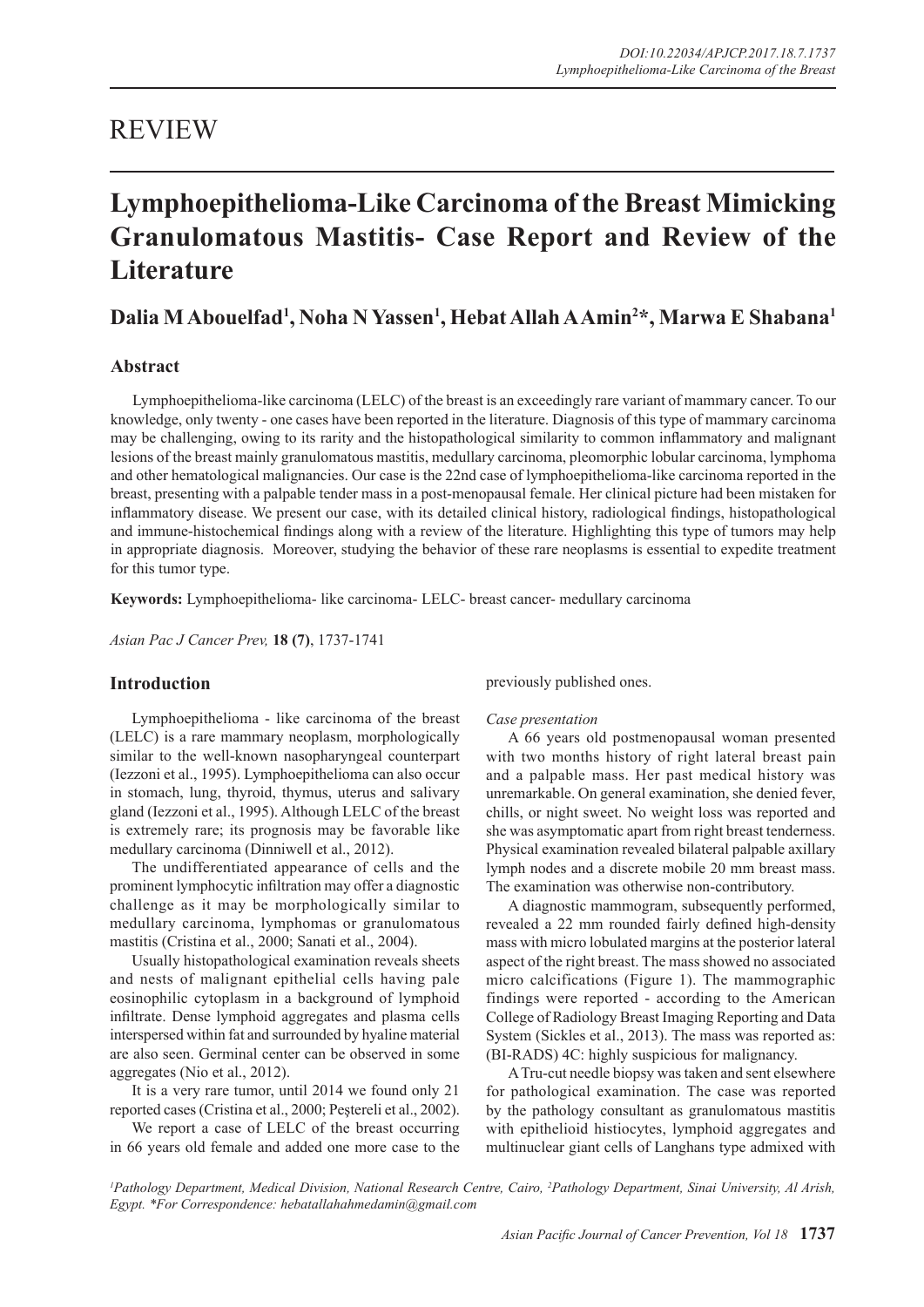# REVIEW

# Lymphoepithelioma-Like Carcinoma of the Breast Mimicking Granulomatous Mastitis- Case Report and Review of the Literature

**Dalia M Abouelfad[1], Noha N Yassen[1], Hebat Allah A Amin[2]*, Marwa E Shabana[1]**

## Abstract

Lymphoepithelioma-like carcinoma (LELC) of the breast is an exceedingly rare variant of mammary cancer. To our knowledge, only twenty - one cases have been reported in the literature. Diagnosis of this type of mammary carcinoma may be challenging, owing to its rarity and the histopathological similarity to common inflammatory and malignant lesions of the breast mainly granulomatous mastitis, medullary carcinoma, pleomorphic lobular carcinoma, lymphoma and other hematological malignancies. Our case is the 22nd case of lymphoepithelioma-like carcinoma reported in the breast, presenting with a palpable tender mass in a post-menopausal female. Her clinical picture had been mistaken for inflammatory disease. We present our case, with its detailed clinical history, radiological findings, histopathological and immune-histochemical findings along with a review of the literature. Highlighting this type of tumors may help in appropriate diagnosis. Moreover, studying the behavior of these rare neoplasms is essential to expedite treatment for this tumor type.

**Keywords:** Lymphoepithelioma- like carcinoma- LELC- breast cancer- medullary carcinoma

*Asian Pac J Cancer Prev,* **18 (7)**, 1737-1741

## Introduction

Lymphoepithelioma - like carcinoma of the breast (LELC) is a rare mammary neoplasm, morphologically similar to the well-known nasopharyngeal counterpart (Iezzoni et al., 1995). Lymphoepithelioma can also occur in stomach, lung, thyroid, thymus, uterus and salivary gland (Iezzoni et al., 1995). Although LELC of the breast is extremely rare; its prognosis may be favorable like medullary carcinoma (Dinniwell et al., 2012).

The undifferentiated appearance of cells and the prominent lymphocytic infiltration may offer a diagnostic challenge as it may be morphologically similar to medullary carcinoma, lymphomas or granulomatous mastitis (Cristina et al., 2000; Sanati et al., 2004).

Usually histopathological examination reveals sheets and nests of malignant epithelial cells having pale eosinophilic cytoplasm in a background of lymphoid infiltrate. Dense lymphoid aggregates and plasma cells interspersed within fat and surrounded by hyaline material are also seen. Germinal center can be observed in some aggregates (Nio et al., 2012).

It is a very rare tumor, until 2014 we found only 21 reported cases (Cristina et al., 2000; Peştereli et al., 2002).

We report a case of LELC of the breast occurring in 66 years old female and added one more case to the previously published ones.

*Case presentation*

A 66 years old postmenopausal woman presented with two months history of right lateral breast pain and a palpable mass. Her past medical history was unremarkable. On general examination, she denied fever, chills, or night sweet. No weight loss was reported and she was asymptomatic apart from right breast tenderness. Physical examination revealed bilateral palpable axillary lymph nodes and a discrete mobile 20 mm breast mass. The examination was otherwise non-contributory.

A diagnostic mammogram, subsequently performed, revealed a 22 mm rounded fairly defined high-density mass with micro lobulated margins at the posterior lateral aspect of the right breast. The mass showed no associated micro calcifications (Figure 1). The mammographic findings were reported - according to the American College of Radiology Breast Imaging Reporting and Data System (Sickles et al., 2013). The mass was reported as: (BI-RADS) 4C: highly suspicious for malignancy.

A Tru-cut needle biopsy was taken and sent elsewhere for pathological examination. The case was reported by the pathology consultant as granulomatous mastitis with epithelioid histiocytes, lymphoid aggregates and multinuclear giant cells of Langhans type admixed with

[1]Pathology Department, Medical Division, National Research Centre, Cairo, [2]Pathology Department, Sinai University, Al Arish, Egypt. *For Correspondence: hebatallahahmedamin@gmail.com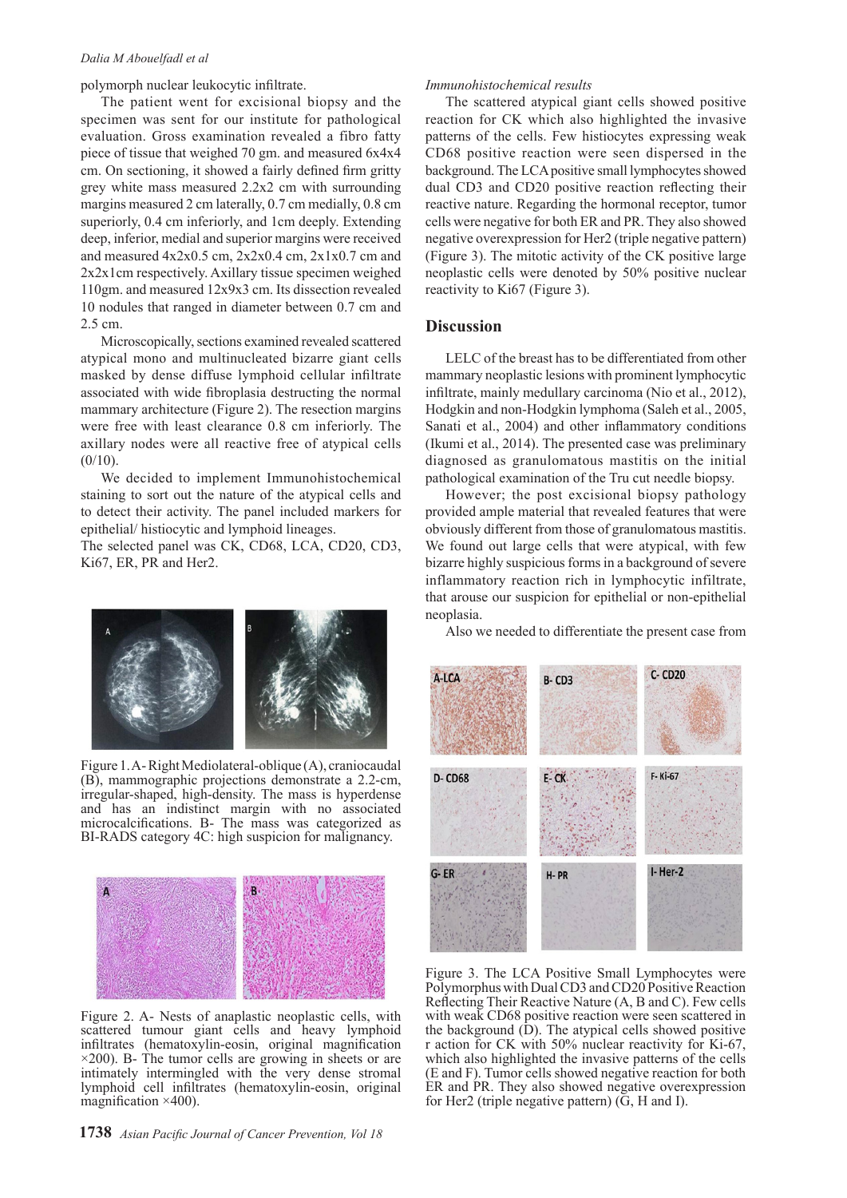polymorph nuclear leukocytic infiltrate.

The patient went for excisional biopsy and the specimen was sent for our institute for pathological evaluation. Gross examination revealed a fibro fatty piece of tissue that weighed 70 gm. and measured 6x4x4 cm. On sectioning, it showed a fairly defined firm gritty grey white mass measured 2.2x2 cm with surrounding margins measured 2 cm laterally, 0.7 cm medially, 0.8 cm superiorly, 0.4 cm inferiorly, and 1cm deeply. Extending deep, inferior, medial and superior margins were received and measured 4x2x0.5 cm, 2x2x0.4 cm, 2x1x0.7 cm and 2x2x1cm respectively. Axillary tissue specimen weighed 110gm. and measured 12x9x3 cm. Its dissection revealed 10 nodules that ranged in diameter between 0.7 cm and 2.5 cm.

Microscopically, sections examined revealed scattered atypical mono and multinucleated bizarre giant cells masked by dense diffuse lymphoid cellular infiltrate associated with wide fibroplasia destructing the normal mammary architecture (Figure 2). The resection margins were free with least clearance 0.8 cm inferiorly. The axillary nodes were all reactive free of atypical cells (0/10).

We decided to implement Immunohistochemical staining to sort out the nature of the atypical cells and to detect their activity. The panel included markers for epithelial/ histiocytic and lymphoid lineages.
The selected panel was CK, CD68, LCA, CD20, CD3, Ki67, ER, PR and Her2.

Figure 1. A- Right Mediolateral-oblique (A), craniocaudal (B), mammographic projections demonstrate a 2.2-cm, irregular-shaped, high-density. The mass is hyperdense and has an indistinct margin with no associated microcalcifications. B- The mass was categorized as BI-RADS category 4C: high suspicion for malignancy.

Figure 2. A- Nests of anaplastic neoplastic cells, with scattered tumour giant cells and heavy lymphoid infiltrates (hematoxylin-eosin, original magnification ×200). B- The tumor cells are growing in sheets or are intimately intermingled with the very dense stromal lymphoid cell infiltrates (hematoxylin-eosin, original magnification ×400).

*Immunohistochemical results*

The scattered atypical giant cells showed positive reaction for CK which also highlighted the invasive patterns of the cells. Few histiocytes expressing weak CD68 positive reaction were seen dispersed in the background. The LCA positive small lymphocytes showed dual CD3 and CD20 positive reaction reflecting their reactive nature. Regarding the hormonal receptor, tumor cells were negative for both ER and PR. They also showed negative overexpression for Her2 (triple negative pattern) (Figure 3). The mitotic activity of the CK positive large neoplastic cells were denoted by 50% positive nuclear reactivity to Ki67 (Figure 3).

## Discussion

LELC of the breast has to be differentiated from other mammary neoplastic lesions with prominent lymphocytic infiltrate, mainly medullary carcinoma (Nio et al., 2012), Hodgkin and non-Hodgkin lymphoma (Saleh et al., 2005, Sanati et al., 2004) and other inflammatory conditions (Ikumi et al., 2014). The presented case was preliminary diagnosed as granulomatous mastitis on the initial pathological examination of the Tru cut needle biopsy.

However; the post excisional biopsy pathology provided ample material that revealed features that were obviously different from those of granulomatous mastitis. We found out large cells that were atypical, with few bizarre highly suspicious forms in a background of severe inflammatory reaction rich in lymphocytic infiltrate, that arouse our suspicion for epithelial or non-epithelial neoplasia.

Also we needed to differentiate the present case from

Figure 3. The LCA Positive Small Lymphocytes were Polymorphus with Dual CD3 and CD20 Positive Reaction Reflecting Their Reactive Nature (A, B and C). Few cells with weak CD68 positive reaction were seen scattered in the background (D). The atypical cells showed positive r action for CK with 50% nuclear reactivity for Ki-67, which also highlighted the invasive patterns of the cells (E and F). Tumor cells showed negative reaction for both ER and PR. They also showed negative overexpression for Her2 (triple negative pattern) (G, H and I).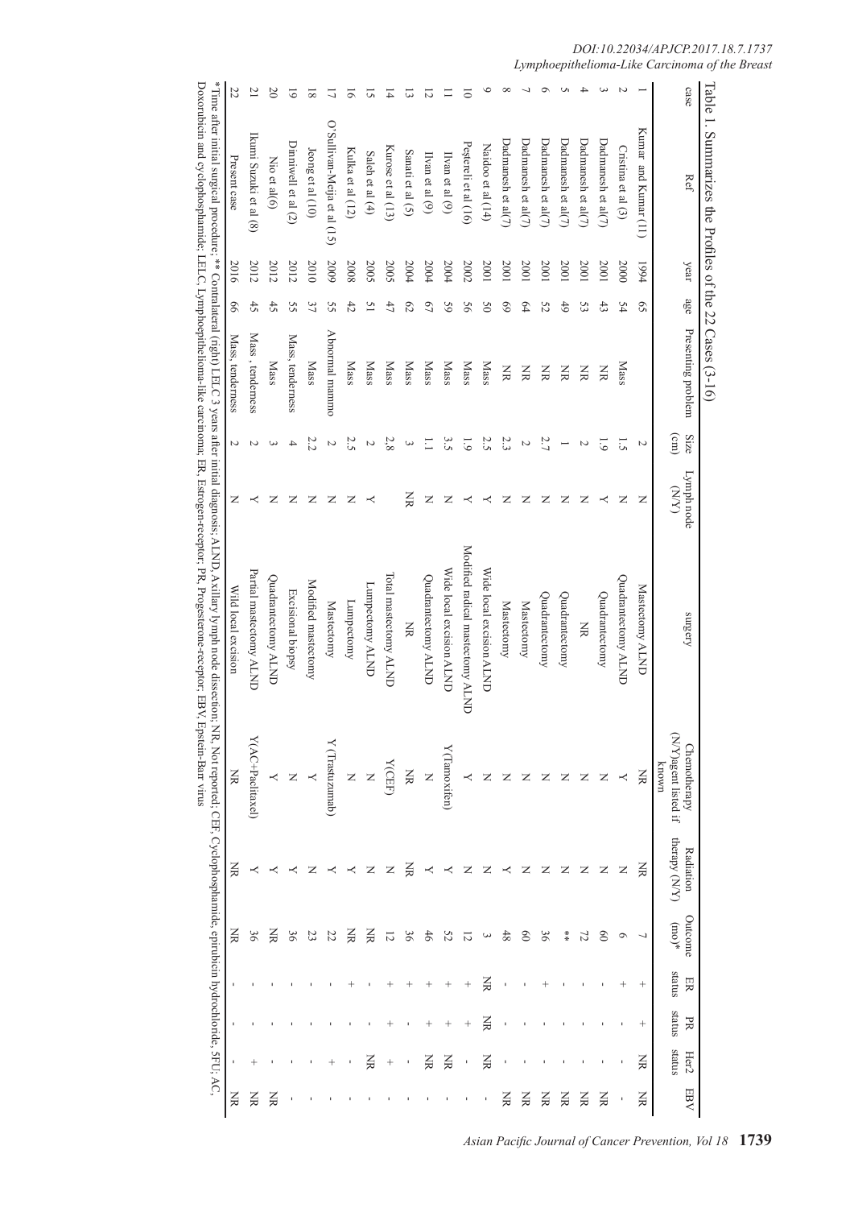Table 1. Summarizes the Profiles of the 22 Cases (3-16)

| case | Ref | year | age | Presenting problem | Size (cm) | Lymph node (N/Y) | surgery | Chemotherapy (N/Y)agent listed if known | Radiation therapy (N/Y) | Outcome (mo)* | ER status | PR status | Her2 status | EBV |
|---|---|---|---|---|---|---|---|---|---|---|---|---|---|---|
| 1 | Kumar and Kumar (11) | 1994 | 65 | | 2 | N | Mastectomy ALND | NR | NR | 7 | + | + | NR | NR |
| 2 | Cristina et al (3) | 2000 | 54 | Mass | 1.5 | N | Quadrantectomy ALND | Y | N | 6 | + | - | - | - |
| 3 | Dadmanesh et al(7) | 2001 | 43 | NR | 1.9 | Y | Quadrantectomy | N | N | 60 | - | - | - | NR |
| 4 | Dadmanesh et al(7) | 2001 | 53 | NR | 2 | N | NR | N | N | 72 | - | - | - | NR |
| 5 | Dadmanesh et al(7) | 2001 | 49 | NR | 1 | N | Quadrantectomy | N | N | ** | - | - | - | NR |
| 6 | Dadmanesh et al(7) | 2001 | 52 | NR | 2.7 | N | Quadrantectomy | N | N | 36 | + | - | - | NR |
| 7 | Dadmanesh et al(7) | 2001 | 64 | NR | 2 | N | Mastectomy | N | N | 60 | - | - | - | NR |
| 8 | Dadmanesh et al(7) | 2001 | 69 | NR | 2.3 | N | Mastectomy | N | Y | 48 | - | - | - | NR |
| 9 | Naidoo et al (14) | 2001 | 50 | Mass | 2.5 | Y | Wide local excision ALND | N | N | 3 | NR | NR | NR | - |
| 10 | Pestereli et al (16) | 2002 | 56 | Mass | 1.9 | Y | Modified radical mastectomy ALND | Y | Y | 12 | + | + | - | - |
| 11 | Ilvan et al (9) | 2004 | 59 | Mass | 3.5 | N | Wide local excision ALND | Y(Tamoxifen) | Y | 52 | + | + | NR | - |
| 12 | Ilvan et al (9) | 2004 | 67 | Mass | 1.1 | N | Quadrantectomy ALND | N | Y | 46 | + | + | NR | - |
| 13 | Sanati et al (5) | 2004 | 62 | Mass | 3 | NR | NR | NR | NR | 36 | + | - | - | - |
| 14 | Kurose et al (13) | 2005 | 47 | Mass | 2.8 | | Total mastectomy ALND | Y(CEF) | N | 12 | + | + | + | - |
| 15 | Saleh et al (4) | 2005 | 51 | Mass | 2 | Y | Lumpectomy ALND | N | N | NR | - | - | NR | - |
| 16 | Kulka et al (12) | 2008 | 42 | Mass | 2.5 | N | Lumpectomy | N | Y | NR | + | - | - | - |
| 17 | O'Sullivan-Mejia et al (15) | 2009 | 55 | Abnormal mammo | 2 | N | Mastectomy | Y (Trastuzumab) | Y | 22 | - | - | + | - |
| 18 | Jeong et al (10) | 2010 | 37 | Mass | 2.2 | N | Modified mastectomy | Y | N | 23 | - | - | - | - |
| 19 | Dinniwell et al (2) | 2012 | 55 | Mass, tenderness | 4 | N | Excisional biopsy | N | Y | 36 | - | - | - | - |
| 20 | Nio et al(6) | 2012 | 45 | Mass | 3 | N | Quadrantectomy ALND | Y | Y | NR | - | - | - | NR |
| 21 | Ikumi Suzuki et al (8) | 2012 | 45 | Mass , tenderness | 2 | Y | Partial mastectomy ALND | Y(AC+Paclitaxel) | Y | 36 | - | - | + | NR |
| 22 | Present case | 2016 | 66 | Mass, tenderness | 2 | N | Wild local excision | NR | NR | NR | - | - | - | NR |

*Time after initial surgical procedure; ** Contralateral (right) LELC 3 years after initial diagnosis; ALND, Axillary lymph node dissection; NR, Not reported; CEF, Cyclophosphamide, epirubicin hydrochloride, 5FU; AC, Doxorubicin and cyclophosphamide; LELC, Lymphoepithelioma-like carcinoma; ER, Estrogen-receptor; PR, Progesterone-receptor; EBV, Epstein-Barr virus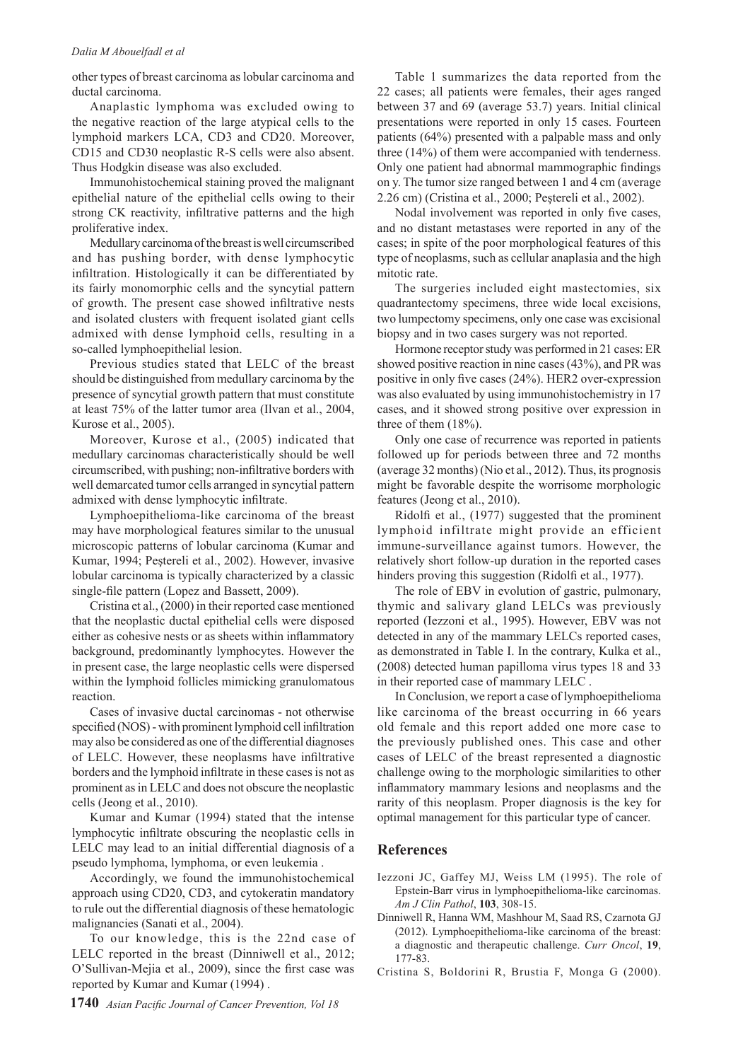other types of breast carcinoma as lobular carcinoma and ductal carcinoma.

Anaplastic lymphoma was excluded owing to the negative reaction of the large atypical cells to the lymphoid markers LCA, CD3 and CD20. Moreover, CD15 and CD30 neoplastic R-S cells were also absent. Thus Hodgkin disease was also excluded.

Immunohistochemical staining proved the malignant epithelial nature of the epithelial cells owing to their strong CK reactivity, infiltrative patterns and the high proliferative index.

Medullary carcinoma of the breast is well circumscribed and has pushing border, with dense lymphocytic infiltration. Histologically it can be differentiated by its fairly monomorphic cells and the syncytial pattern of growth. The present case showed infiltrative nests and isolated clusters with frequent isolated giant cells admixed with dense lymphoid cells, resulting in a so-called lymphoepithelial lesion.

Previous studies stated that LELC of the breast should be distinguished from medullary carcinoma by the presence of syncytial growth pattern that must constitute at least 75% of the latter tumor area (Ilvan et al., 2004, Kurose et al., 2005).

Moreover, Kurose et al., (2005) indicated that medullary carcinomas characteristically should be well circumscribed, with pushing; non-infiltrative borders with well demarcated tumor cells arranged in syncytial pattern admixed with dense lymphocytic infiltrate.

Lymphoepithelioma-like carcinoma of the breast may have morphological features similar to the unusual microscopic patterns of lobular carcinoma (Kumar and Kumar, 1994; Peştereli et al., 2002). However, invasive lobular carcinoma is typically characterized by a classic single-file pattern (Lopez and Bassett, 2009).

Cristina et al., (2000) in their reported case mentioned that the neoplastic ductal epithelial cells were disposed either as cohesive nests or as sheets within inflammatory background, predominantly lymphocytes. However the in present case, the large neoplastic cells were dispersed within the lymphoid follicles mimicking granulomatous reaction.

Cases of invasive ductal carcinomas - not otherwise specified (NOS) - with prominent lymphoid cell infiltration may also be considered as one of the differential diagnoses of LELC. However, these neoplasms have infiltrative borders and the lymphoid infiltrate in these cases is not as prominent as in LELC and does not obscure the neoplastic cells (Jeong et al., 2010).

Kumar and Kumar (1994) stated that the intense lymphocytic infiltrate obscuring the neoplastic cells in LELC may lead to an initial differential diagnosis of a pseudo lymphoma, lymphoma, or even leukemia .

Accordingly, we found the immunohistochemical approach using CD20, CD3, and cytokeratin mandatory to rule out the differential diagnosis of these hematologic malignancies (Sanati et al., 2004).

To our knowledge, this is the 22nd case of LELC reported in the breast (Dinniwell et al., 2012; O'Sullivan-Mejia et al., 2009), since the first case was reported by Kumar and Kumar (1994) .

Table 1 summarizes the data reported from the 22 cases; all patients were females, their ages ranged between 37 and 69 (average 53.7) years. Initial clinical presentations were reported in only 15 cases. Fourteen patients (64%) presented with a palpable mass and only three (14%) of them were accompanied with tenderness. Only one patient had abnormal mammographic findings on y. The tumor size ranged between 1 and 4 cm (average 2.26 cm) (Cristina et al., 2000; Peştereli et al., 2002).

Nodal involvement was reported in only five cases, and no distant metastases were reported in any of the cases; in spite of the poor morphological features of this type of neoplasms, such as cellular anaplasia and the high mitotic rate.

The surgeries included eight mastectomies, six quadrantectomy specimens, three wide local excisions, two lumpectomy specimens, only one case was excisional biopsy and in two cases surgery was not reported.

Hormone receptor study was performed in 21 cases: ER showed positive reaction in nine cases (43%), and PR was positive in only five cases (24%). HER2 over-expression was also evaluated by using immunohistochemistry in 17 cases, and it showed strong positive over expression in three of them (18%).

Only one case of recurrence was reported in patients followed up for periods between three and 72 months (average 32 months) (Nio et al., 2012). Thus, its prognosis might be favorable despite the worrisome morphologic features (Jeong et al., 2010).

Ridolfi et al., (1977) suggested that the prominent lymphoid infiltrate might provide an efficient immune-surveillance against tumors. However, the relatively short follow-up duration in the reported cases hinders proving this suggestion (Ridolfi et al., 1977).

The role of EBV in evolution of gastric, pulmonary, thymic and salivary gland LELCs was previously reported (Iezzoni et al., 1995). However, EBV was not detected in any of the mammary LELCs reported cases, as demonstrated in Table I. In the contrary, Kulka et al., (2008) detected human papilloma virus types 18 and 33 in their reported case of mammary LELC .

In Conclusion, we report a case of lymphoepithelioma like carcinoma of the breast occurring in 66 years old female and this report added one more case to the previously published ones. This case and other cases of LELC of the breast represented a diagnostic challenge owing to the morphologic similarities to other inflammatory mammary lesions and neoplasms and the rarity of this neoplasm. Proper diagnosis is the key for optimal management for this particular type of cancer.

## References

Iezzoni JC, Gaffey MJ, Weiss LM (1995). The role of Epstein-Barr virus in lymphoepithelioma-like carcinomas. *Am J Clin Pathol*, **103**, 308-15.

Dinniwell R, Hanna WM, Mashhour M, Saad RS, Czarnota GJ (2012). Lymphoepithelioma-like carcinoma of the breast: a diagnostic and therapeutic challenge. *Curr Oncol*, **19**, 177-83.

Cristina S, Boldorini R, Brustia F, Monga G (2000).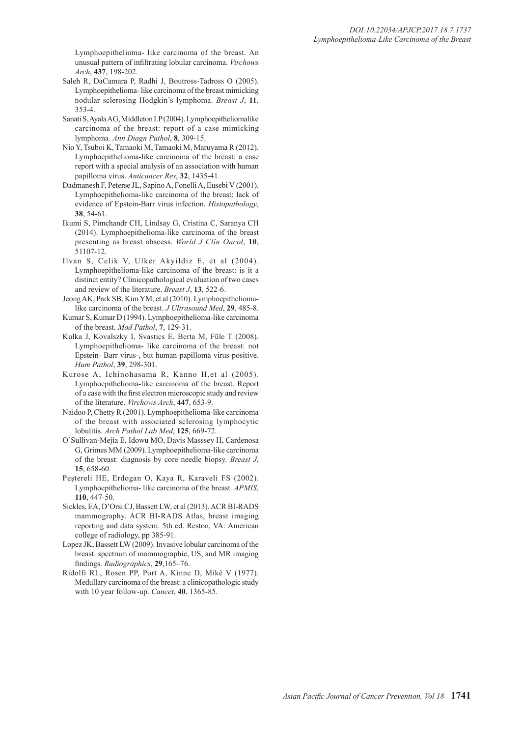Lymphoepithelioma- like carcinoma of the breast. An unusual pattern of infiltrating lobular carcinoma. *Virchows Arch*, **437**, 198-202.

Saleh R, DaCamara P, Radhi J, Boutross-Tadross O (2005). Lymphoepithelioma- like carcinoma of the breast mimicking nodular sclerosing Hodgkin's lymphoma. *Breast J*, **11**, 353-4.

Sanati S, Ayala AG, Middleton LP (2004). Lymphoepitheliomalike carcinoma of the breast: report of a case mimicking lymphoma. *Ann Diagn Pathol*, **8**, 309-15.

Nio Y, Tsuboi K, Tamaoki M, Tamaoki M, Maruyama R (2012). Lymphoepithelioma-like carcinoma of the breast: a case report with a special analysis of an association with human papilloma virus. *Anticancer Res*, **32**, 1435-41.

Dadmanesh F, Peterse JL, Sapino A, Fonelli A, Eusebi V (2001). Lymphoepithelioma-like carcinoma of the breast: lack of evidence of Epstein-Barr virus infection. *Histopathology*, **38**, 54-61.

Ikumi S, Pimchandr CH, Lindsay G, Cristina C, Saranya CH (2014). Lymphoepithelioma-like carcinoma of the breast presenting as breast abscess. *World J Clin Oncol*, **10**, 51107-12.

Ilvan S, Celik V, Ulker Akyildiz E, et al (2004). Lymphoepithelioma-like carcinoma of the breast: is it a distinct entity? Clinicopathological evaluation of two cases and review of the literature. *Breast J*, **13**, 522-6.

Jeong AK, Park SB, Kim YM, et al (2010). Lymphoepitheliomalike carcinoma of the breast. *J Ultrasound Med*, **29**, 485-8.

Kumar S, Kumar D (1994). Lymphoepithelioma-like carcinoma of the breast. *Mod Pathol*, **7**, 129-31.

Kulka J, Kovalszky I, Svastics E, Berta M, Füle T (2008). Lymphoepithelioma- like carcinoma of the breast: not Epstein- Barr virus-, but human papilloma virus-positive. *Hum Pathol*, **39**, 298-301.

Kurose A, Ichinohasama R, Kanno H,et al (2005). Lymphoepithelioma-like carcinoma of the breast. Report of a case with the first electron microscopic study and review of the literature. *Virchows Arch*, **447**, 653-9.

Naidoo P, Chetty R (2001). Lymphoepithelioma-like carcinoma of the breast with associated sclerosing lymphocytic lobulitis. *Arch Pathol Lab Med*, **125**, 669-72.

O'Sullivan-Mejia E, Idowu MO, Davis Masssey H, Cardenosa G, Grimes MM (2009). Lymphoepithelioma-like carcinoma of the breast: diagnosis by core needle biopsy. *Breast J*, **15**, 658-60.

Peştereli HE, Erdogan O, Kaya R, Karaveli FS (2002). Lymphoepithelioma- like carcinoma of the breast. *APMIS*, **110**, 447-50.

Sickles, EA, D'Orsi CJ, Bassett LW, et al (2013). ACR BI-RADS mammography. ACR BI-RADS Atlas, breast imaging reporting and data system. 5th ed. Reston, VA: American college of radiology, pp 385-91.

Lopez JK, Bassett LW (2009). Invasive lobular carcinoma of the breast: spectrum of mammographic, US, and MR imaging findings. *Radiographics*, **29**,165–76.

Ridolfi RL, Rosen PP, Port A, Kinne D, Miké V (1977). Medullary carcinoma of the breast: a clinicopathologic study with 10 year follow-up. *Cance*r, **40**, 1365-85.